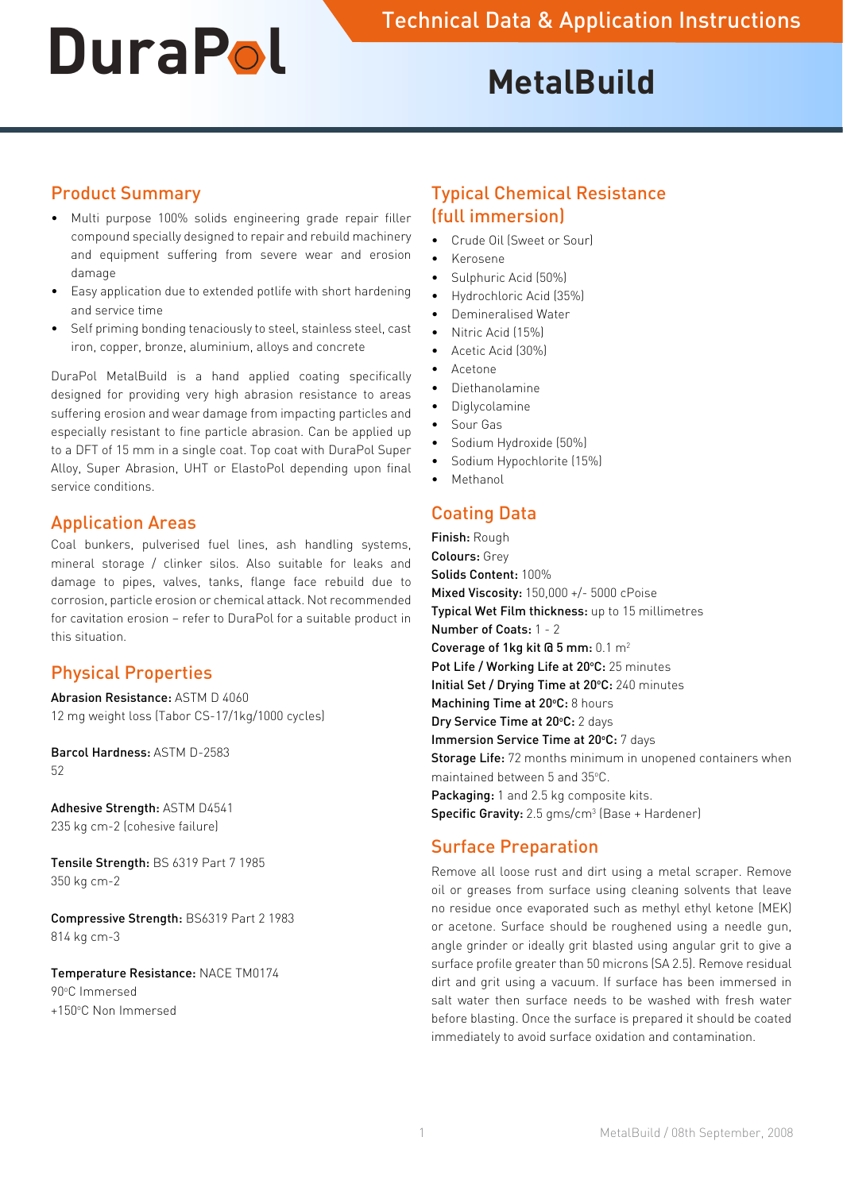# DuraPol

Technical Data & Application Instructions

# MetalBuild

## Product Summary

- Multi purpose 100% solids engineering grade repair filler compound specially designed to repair and rebuild machinery and equipment suffering from severe wear and erosion damage
- Easy application due to extended potlife with short hardening and service time
- Self priming bonding tenaciously to steel, stainless steel, cast iron, copper, bronze, aluminium, alloys and concrete

DuraPol MetalBuild is a hand applied coating specifically designed for providing very high abrasion resistance to areas suffering erosion and wear damage from impacting particles and especially resistant to fine particle abrasion. Can be applied up to a DFT of 15 mm in a single coat. Top coat with DuraPol Super Alloy, Super Abrasion, UHT or ElastoPol depending upon final service conditions.

## Application Areas

Coal bunkers, pulverised fuel lines, ash handling systems, mineral storage / clinker silos. Also suitable for leaks and damage to pipes, valves, tanks, flange face rebuild due to corrosion, particle erosion or chemical attack. Not recommended for cavitation erosion – refer to DuraPol for a suitable product in this situation.

## Physical Properties

**Abrasion Resistance:** ASTM D 4060
12 mg weight loss (Tabor CS-17/1kg/1000 cycles)

**Barcol Hardness:** ASTM D-2583
52

**Adhesive Strength:** ASTM D4541
235 kg cm-2 (cohesive failure)

**Tensile Strength:** BS 6319 Part 7 1985
350 kg cm-2

**Compressive Strength:** BS6319 Part 2 1983
814 kg cm-3

**Temperature Resistance:** NACE TM0174
90°C Immersed
+150°C Non Immersed

## Typical Chemical Resistance (full immersion)

- Crude Oil (Sweet or Sour)
- Kerosene
- Sulphuric Acid (50%)
- Hydrochloric Acid (35%)
- Demineralised Water
- Nitric Acid (15%)
- Acetic Acid (30%)
- Acetone
- Diethanolamine
- Diglycolamine
- Sour Gas
- Sodium Hydroxide (50%)
- Sodium Hypochlorite (15%)
- Methanol

## Coating Data

**Finish:** Rough
**Colours:** Grey
**Solids Content:** 100%
**Mixed Viscosity:** 150,000 +/- 5000 cPoise
**Typical Wet Film thickness:** up to 15 millimetres
**Number of Coats:** 1 - 2
**Coverage of 1kg kit @ 5 mm:** 0.1 $m^2$
**Pot Life / Working Life at 20°C:** 25 minutes
**Initial Set / Drying Time at 20°C:** 240 minutes
**Machining Time at 20°C:** 8 hours
**Dry Service Time at 20°C:** 2 days
**Immersion Service Time at 20°C:** 7 days
**Storage Life:** 72 months minimum in unopened containers when maintained between 5 and 35°C.
**Packaging:** 1 and 2.5 kg composite kits.
**Specific Gravity:** 2.5 gms/$cm^3$ (Base + Hardener)

## Surface Preparation

Remove all loose rust and dirt using a metal scraper. Remove oil or greases from surface using cleaning solvents that leave no residue once evaporated such as methyl ethyl ketone (MEK) or acetone. Surface should be roughened using a needle gun, angle grinder or ideally grit blasted using angular grit to give a surface profile greater than 50 microns (SA 2.5). Remove residual dirt and grit using a vacuum. If surface has been immersed in salt water then surface needs to be washed with fresh water before blasting. Once the surface is prepared it should be coated immediately to avoid surface oxidation and contamination.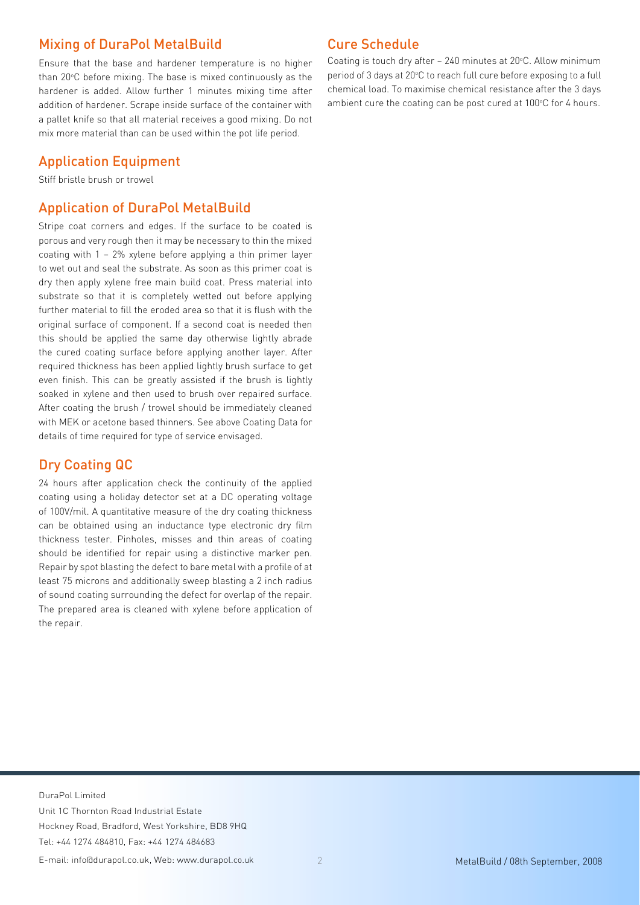## Mixing of DuraPol MetalBuild

Ensure that the base and hardener temperature is no higher than 20°C before mixing. The base is mixed continuously as the hardener is added. Allow further 1 minutes mixing time after addition of hardener. Scrape inside surface of the container with a pallet knife so that all material receives a good mixing. Do not mix more material than can be used within the pot life period.

## Application Equipment

Stiff bristle brush or trowel

## Application of DuraPol MetalBuild

Stripe coat corners and edges. If the surface to be coated is porous and very rough then it may be necessary to thin the mixed coating with 1 – 2% xylene before applying a thin primer layer to wet out and seal the substrate. As soon as this primer coat is dry then apply xylene free main build coat. Press material into substrate so that it is completely wetted out before applying further material to fill the eroded area so that it is flush with the original surface of component. If a second coat is needed then this should be applied the same day otherwise lightly abrade the cured coating surface before applying another layer. After required thickness has been applied lightly brush surface to get even finish. This can be greatly assisted if the brush is lightly soaked in xylene and then used to brush over repaired surface. After coating the brush / trowel should be immediately cleaned with MEK or acetone based thinners. See above Coating Data for details of time required for type of service envisaged.

## Dry Coating QC

24 hours after application check the continuity of the applied coating using a holiday detector set at a DC operating voltage of 100V/mil. A quantitative measure of the dry coating thickness can be obtained using an inductance type electronic dry film thickness tester. Pinholes, misses and thin areas of coating should be identified for repair using a distinctive marker pen. Repair by spot blasting the defect to bare metal with a profile of at least 75 microns and additionally sweep blasting a 2 inch radius of sound coating surrounding the defect for overlap of the repair. The prepared area is cleaned with xylene before application of the repair.

## Cure Schedule

Coating is touch dry after ~ 240 minutes at 20°C. Allow minimum period of 3 days at 20°C to reach full cure before exposing to a full chemical load. To maximise chemical resistance after the 3 days ambient cure the coating can be post cured at 100°C for 4 hours.

DuraPol Limited
Unit 1C Thornton Road Industrial Estate
Hockney Road, Bradford, West Yorkshire, BD8 9HQ
Tel: +44 1274 484810, Fax: +44 1274 484683
E-mail: info@durapol.co.uk, Web: www.durapol.co.uk

MetalBuild / 08th September, 2008